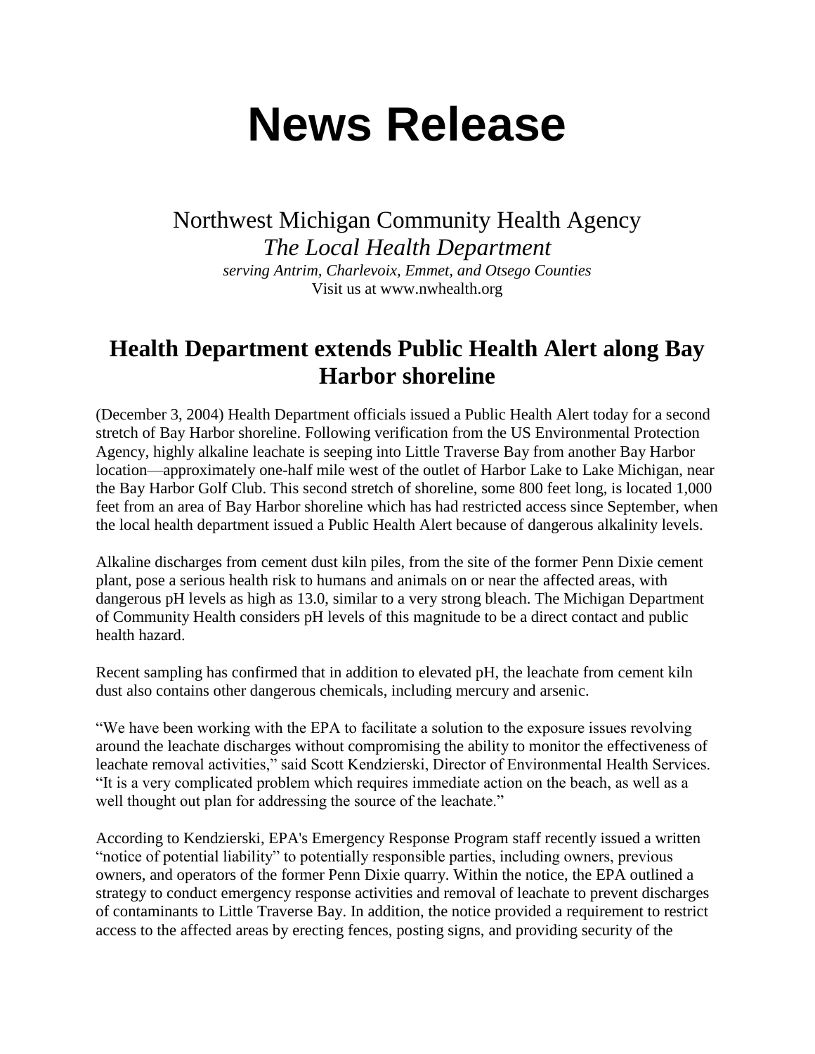# News Release

Northwest Michigan Community Health Agency
*The Local Health Department*
*serving Antrim, Charlevoix, Emmet, and Otsego Counties*
Visit us at www.nwhealth.org

## Health Department extends Public Health Alert along Bay Harbor shoreline

(December 3, 2004) Health Department officials issued a Public Health Alert today for a second stretch of Bay Harbor shoreline. Following verification from the US Environmental Protection Agency, highly alkaline leachate is seeping into Little Traverse Bay from another Bay Harbor location—approximately one-half mile west of the outlet of Harbor Lake to Lake Michigan, near the Bay Harbor Golf Club. This second stretch of shoreline, some 800 feet long, is located 1,000 feet from an area of Bay Harbor shoreline which has had restricted access since September, when the local health department issued a Public Health Alert because of dangerous alkalinity levels.

Alkaline discharges from cement dust kiln piles, from the site of the former Penn Dixie cement plant, pose a serious health risk to humans and animals on or near the affected areas, with dangerous pH levels as high as 13.0, similar to a very strong bleach. The Michigan Department of Community Health considers pH levels of this magnitude to be a direct contact and public health hazard.

Recent sampling has confirmed that in addition to elevated pH, the leachate from cement kiln dust also contains other dangerous chemicals, including mercury and arsenic.

"We have been working with the EPA to facilitate a solution to the exposure issues revolving around the leachate discharges without compromising the ability to monitor the effectiveness of leachate removal activities," said Scott Kendzierski, Director of Environmental Health Services. "It is a very complicated problem which requires immediate action on the beach, as well as a well thought out plan for addressing the source of the leachate."

According to Kendzierski, EPA's Emergency Response Program staff recently issued a written "notice of potential liability" to potentially responsible parties, including owners, previous owners, and operators of the former Penn Dixie quarry. Within the notice, the EPA outlined a strategy to conduct emergency response activities and removal of leachate to prevent discharges of contaminants to Little Traverse Bay. In addition, the notice provided a requirement to restrict access to the affected areas by erecting fences, posting signs, and providing security of the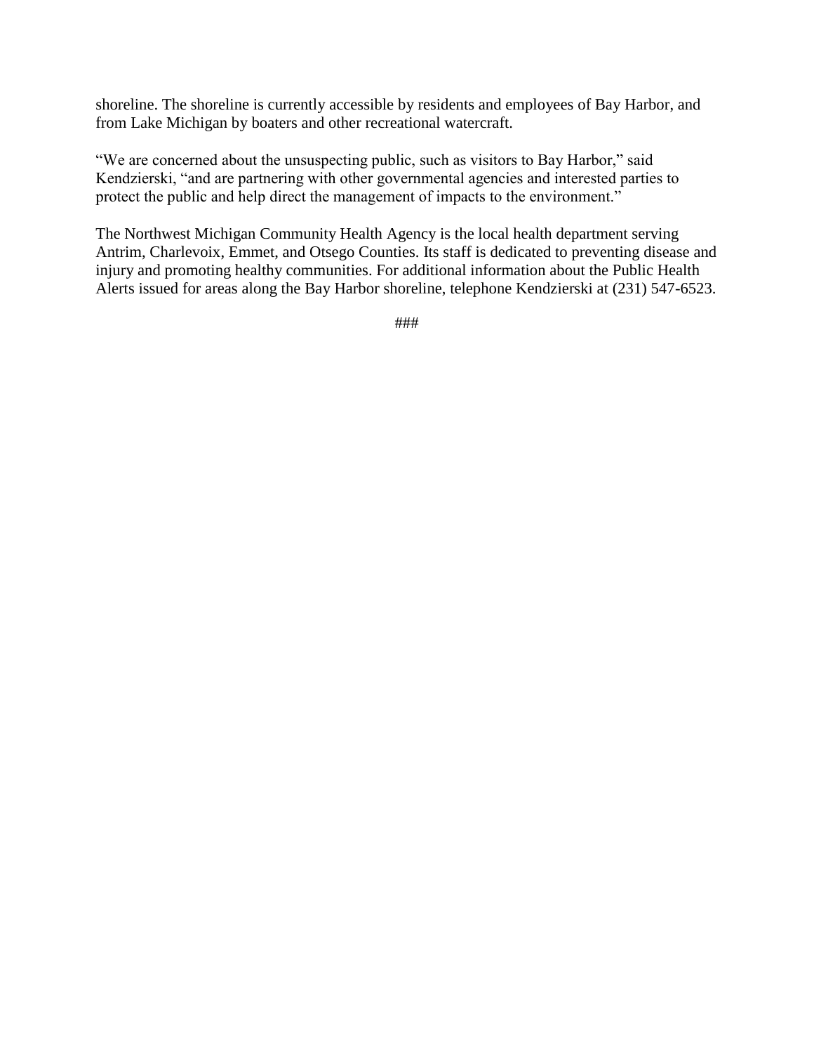shoreline. The shoreline is currently accessible by residents and employees of Bay Harbor, and from Lake Michigan by boaters and other recreational watercraft.

"We are concerned about the unsuspecting public, such as visitors to Bay Harbor," said Kendzierski, "and are partnering with other governmental agencies and interested parties to protect the public and help direct the management of impacts to the environment."

The Northwest Michigan Community Health Agency is the local health department serving Antrim, Charlevoix, Emmet, and Otsego Counties. Its staff is dedicated to preventing disease and injury and promoting healthy communities. For additional information about the Public Health Alerts issued for areas along the Bay Harbor shoreline, telephone Kendzierski at (231) 547-6523.

###